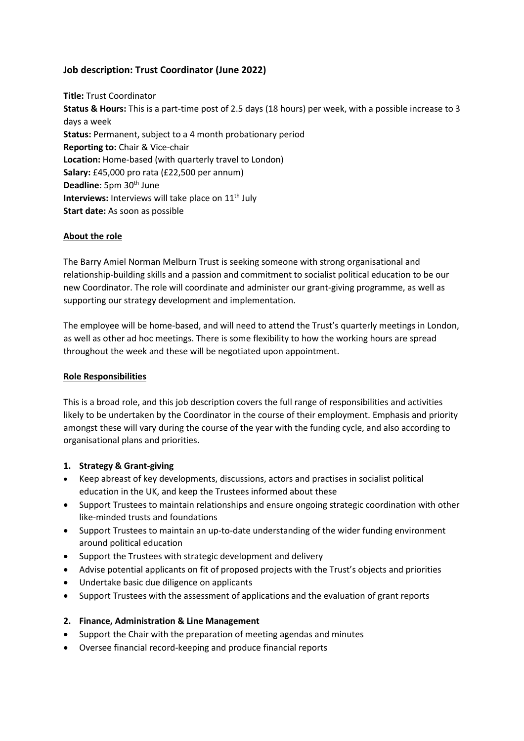## Job description: Trust Coordinator (June 2022)

**Title:** Trust Coordinator
**Status & Hours:** This is a part-time post of 2.5 days (18 hours) per week, with a possible increase to 3 days a week
**Status:** Permanent, subject to a 4 month probationary period
**Reporting to:** Chair & Vice-chair
**Location:** Home-based (with quarterly travel to London)
**Salary:** £45,000 pro rata (£22,500 per annum)
**Deadline**: 5pm 30th June
**Interviews:** Interviews will take place on 11th July
**Start date:** As soon as possible

### About the role

The Barry Amiel Norman Melburn Trust is seeking someone with strong organisational and relationship-building skills and a passion and commitment to socialist political education to be our new Coordinator. The role will coordinate and administer our grant-giving programme, as well as supporting our strategy development and implementation.

The employee will be home-based, and will need to attend the Trust's quarterly meetings in London, as well as other ad hoc meetings. There is some flexibility to how the working hours are spread throughout the week and these will be negotiated upon appointment.

### Role Responsibilities

This is a broad role, and this job description covers the full range of responsibilities and activities likely to be undertaken by the Coordinator in the course of their employment. Emphasis and priority amongst these will vary during the course of the year with the funding cycle, and also according to organisational plans and priorities.

**1. Strategy & Grant-giving**

- Keep abreast of key developments, discussions, actors and practises in socialist political education in the UK, and keep the Trustees informed about these
- Support Trustees to maintain relationships and ensure ongoing strategic coordination with other like-minded trusts and foundations
- Support Trustees to maintain an up-to-date understanding of the wider funding environment around political education
- Support the Trustees with strategic development and delivery
- Advise potential applicants on fit of proposed projects with the Trust's objects and priorities
- Undertake basic due diligence on applicants
- Support Trustees with the assessment of applications and the evaluation of grant reports

**2. Finance, Administration & Line Management**

- Support the Chair with the preparation of meeting agendas and minutes
- Oversee financial record-keeping and produce financial reports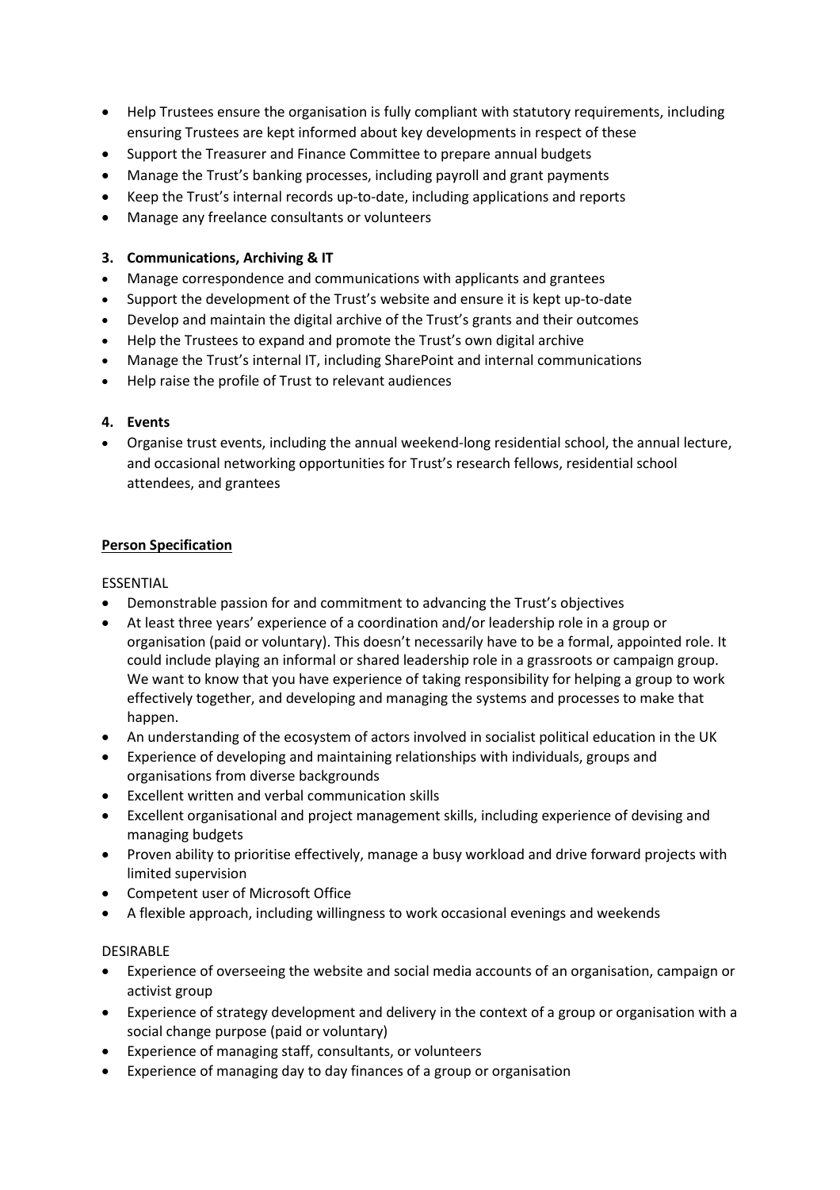- Help Trustees ensure the organisation is fully compliant with statutory requirements, including ensuring Trustees are kept informed about key developments in respect of these
- Support the Treasurer and Finance Committee to prepare annual budgets
- Manage the Trust's banking processes, including payroll and grant payments
- Keep the Trust's internal records up-to-date, including applications and reports
- Manage any freelance consultants or volunteers

**3. Communications, Archiving & IT**

- Manage correspondence and communications with applicants and grantees
- Support the development of the Trust's website and ensure it is kept up-to-date
- Develop and maintain the digital archive of the Trust's grants and their outcomes
- Help the Trustees to expand and promote the Trust's own digital archive
- Manage the Trust's internal IT, including SharePoint and internal communications
- Help raise the profile of Trust to relevant audiences

**4. Events**

- Organise trust events, including the annual weekend-long residential school, the annual lecture, and occasional networking opportunities for Trust's research fellows, residential school attendees, and grantees

**Person Specification**

ESSENTIAL

- Demonstrable passion for and commitment to advancing the Trust's objectives
- At least three years' experience of a coordination and/or leadership role in a group or organisation (paid or voluntary). This doesn't necessarily have to be a formal, appointed role. It could include playing an informal or shared leadership role in a grassroots or campaign group. We want to know that you have experience of taking responsibility for helping a group to work effectively together, and developing and managing the systems and processes to make that happen.
- An understanding of the ecosystem of actors involved in socialist political education in the UK
- Experience of developing and maintaining relationships with individuals, groups and organisations from diverse backgrounds
- Excellent written and verbal communication skills
- Excellent organisational and project management skills, including experience of devising and managing budgets
- Proven ability to prioritise effectively, manage a busy workload and drive forward projects with limited supervision
- Competent user of Microsoft Office
- A flexible approach, including willingness to work occasional evenings and weekends

DESIRABLE

- Experience of overseeing the website and social media accounts of an organisation, campaign or activist group
- Experience of strategy development and delivery in the context of a group or organisation with a social change purpose (paid or voluntary)
- Experience of managing staff, consultants, or volunteers
- Experience of managing day to day finances of a group or organisation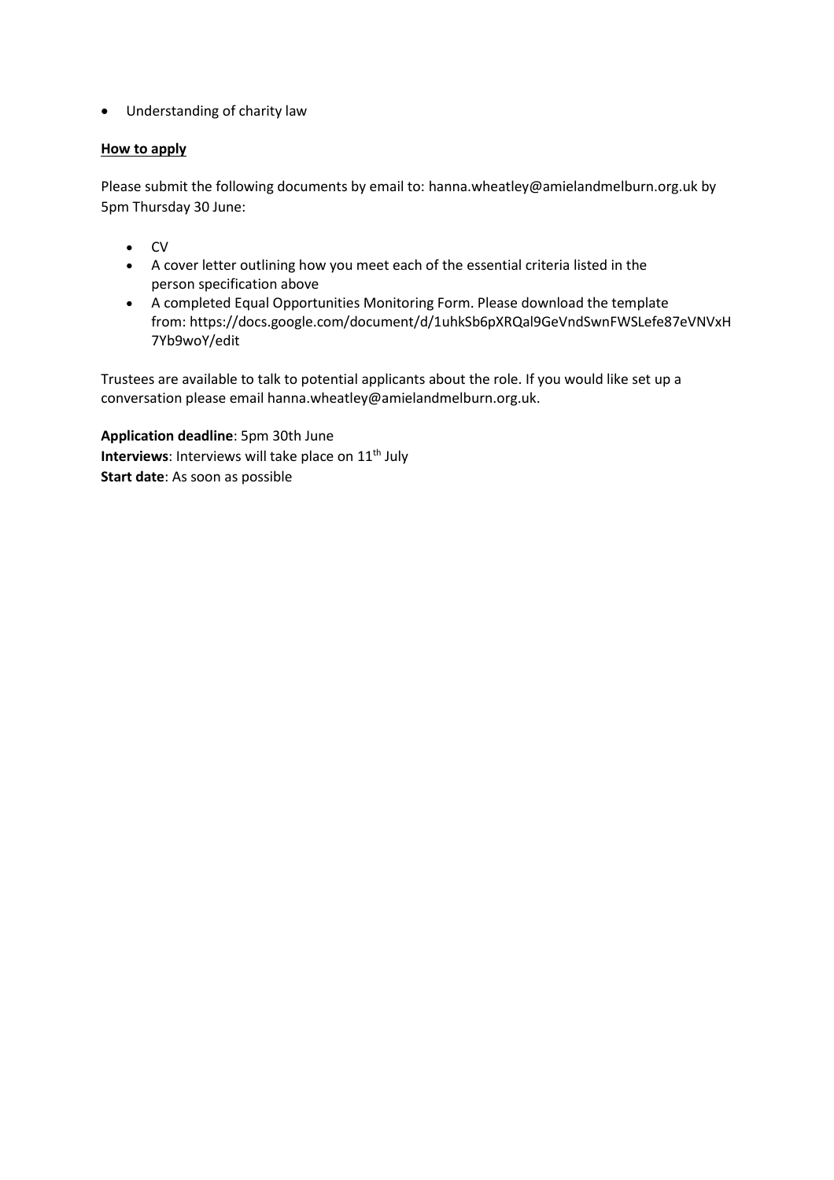- Understanding of charity law

**How to apply**

Please submit the following documents by email to: hanna.wheatley@amielandmelburn.org.uk by 5pm Thursday 30 June:

- CV
- A cover letter outlining how you meet each of the essential criteria listed in the person specification above
- A completed Equal Opportunities Monitoring Form. Please download the template from: https://docs.google.com/document/d/1uhkSb6pXRQal9GeVndSwnFWSLefe87eVNVxH7Yb9woY/edit

Trustees are available to talk to potential applicants about the role. If you would like set up a conversation please email hanna.wheatley@amielandmelburn.org.uk.

**Application deadline**: 5pm 30th June
**Interviews**: Interviews will take place on 11th July
**Start date**: As soon as possible